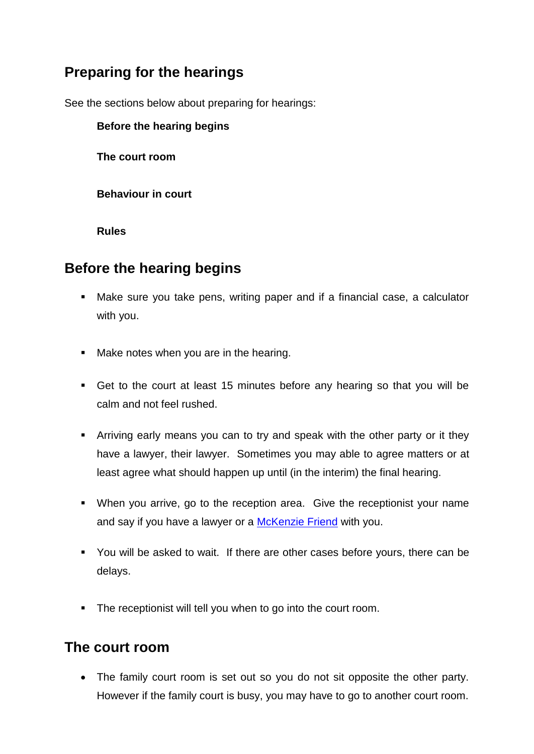## Preparing for the hearings

See the sections below about preparing for hearings:

**Before the hearing begins**

**The court room**

**Behaviour in court**

**Rules**

## Before the hearing begins

- Make sure you take pens, writing paper and if a financial case, a calculator with you.

- Make notes when you are in the hearing.

- Get to the court at least 15 minutes before any hearing so that you will be calm and not feel rushed.

- Arriving early means you can to try and speak with the other party or it they have a lawyer, their lawyer. Sometimes you may able to agree matters or at least agree what should happen up until (in the interim) the final hearing.

- When you arrive, go to the reception area. Give the receptionist your name and say if you have a lawyer or a McKenzie Friend with you.

- You will be asked to wait. If there are other cases before yours, there can be delays.

- The receptionist will tell you when to go into the court room.

## The court room

- The family court room is set out so you do not sit opposite the other party. However if the family court is busy, you may have to go to another court room.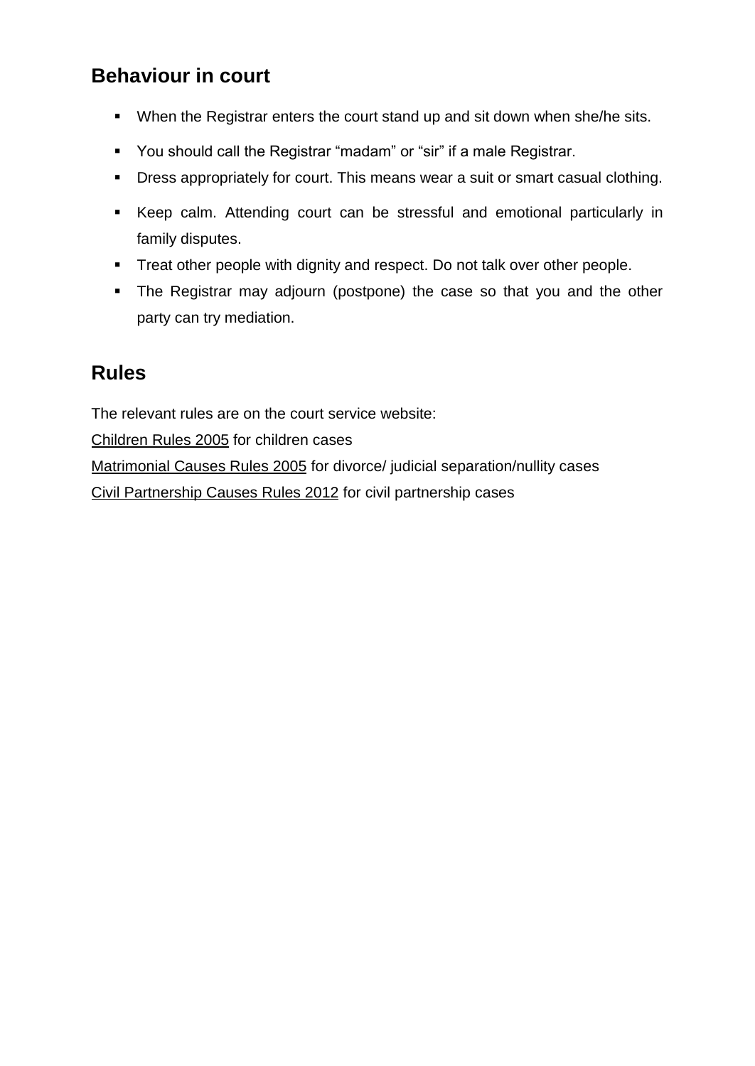## Behaviour in court

- When the Registrar enters the court stand up and sit down when she/he sits.
- You should call the Registrar "madam" or "sir" if a male Registrar.
- Dress appropriately for court. This means wear a suit or smart casual clothing.
- Keep calm. Attending court can be stressful and emotional particularly in family disputes.
- Treat other people with dignity and respect. Do not talk over other people.
- The Registrar may adjourn (postpone) the case so that you and the other party can try mediation.

## Rules

The relevant rules are on the court service website:

Children Rules 2005 for children cases

Matrimonial Causes Rules 2005 for divorce/ judicial separation/nullity cases

Civil Partnership Causes Rules 2012 for civil partnership cases